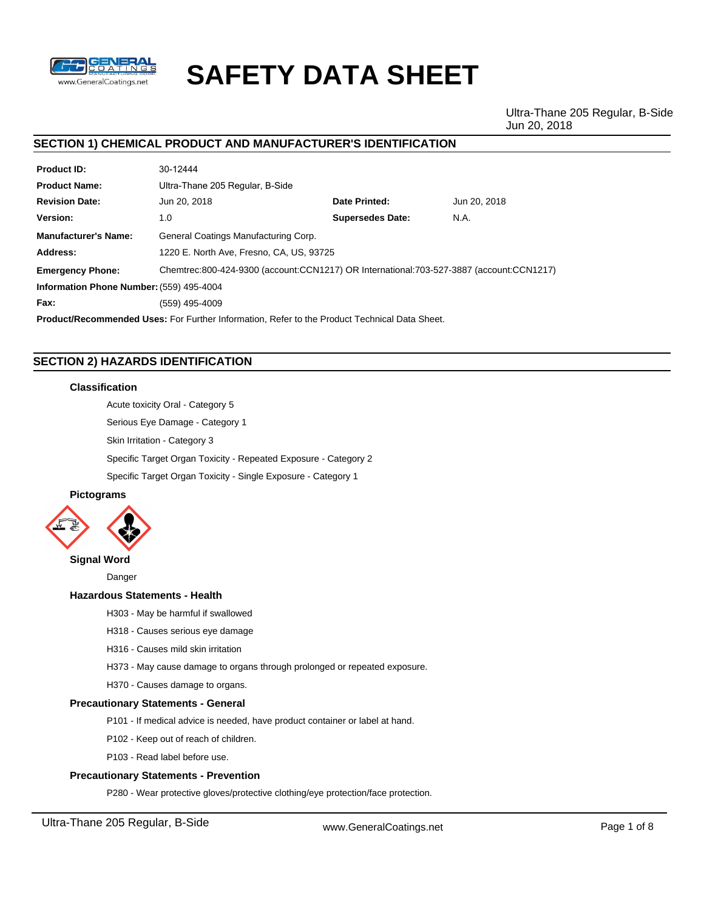# SAFETY DATA SHEET

Ultra-Thane 205 Regular, B-Side
Jun 20, 2018

## SECTION 1) CHEMICAL PRODUCT AND MANUFACTURER'S IDENTIFICATION

| | | | |
|---|---|---|---|
| **Product ID:** | 30-12444 | | |
| **Product Name:** | Ultra-Thane 205 Regular, B-Side | | |
| **Revision Date:** | Jun 20, 2018 | **Date Printed:** | Jun 20, 2018 |
| **Version:** | 1.0 | **Supersedes Date:** | N.A. |
| **Manufacturer's Name:** | General Coatings Manufacturing Corp. | | |
| **Address:** | 1220 E. North Ave, Fresno, CA, US, 93725 | | |
| **Emergency Phone:** | Chemtrec:800-424-9300 (account:CCN1217) OR International:703-527-3887 (account:CCN1217) | | |
| **Information Phone Number:** | (559) 495-4004 | | |
| **Fax:** | (559) 495-4009 | | |

**Product/Recommended Uses:** For Further Information, Refer to the Product Technical Data Sheet.

## SECTION 2) HAZARDS IDENTIFICATION

### Classification

Acute toxicity Oral - Category 5

Serious Eye Damage - Category 1

Skin Irritation - Category 3

Specific Target Organ Toxicity - Repeated Exposure - Category 2

Specific Target Organ Toxicity - Single Exposure - Category 1

### Pictograms

### Signal Word

Danger

### Hazardous Statements - Health

H303 - May be harmful if swallowed

H318 - Causes serious eye damage

H316 - Causes mild skin irritation

H373 - May cause damage to organs through prolonged or repeated exposure.

H370 - Causes damage to organs.

### Precautionary Statements - General

P101 - If medical advice is needed, have product container or label at hand.

P102 - Keep out of reach of children.

P103 - Read label before use.

### Precautionary Statements - Prevention

P280 - Wear protective gloves/protective clothing/eye protection/face protection.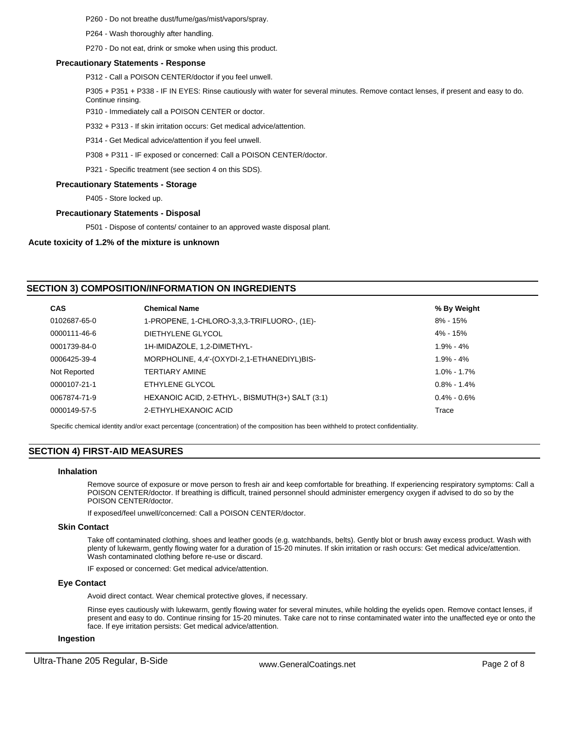P260 - Do not breathe dust/fume/gas/mist/vapors/spray.

P264 - Wash thoroughly after handling.

P270 - Do not eat, drink or smoke when using this product.

### Precautionary Statements - Response

P312 - Call a POISON CENTER/doctor if you feel unwell.

P305 + P351 + P338 - IF IN EYES: Rinse cautiously with water for several minutes. Remove contact lenses, if present and easy to do. Continue rinsing.

P310 - Immediately call a POISON CENTER or doctor.

P332 + P313 - If skin irritation occurs: Get medical advice/attention.

P314 - Get Medical advice/attention if you feel unwell.

P308 + P311 - IF exposed or concerned: Call a POISON CENTER/doctor.

P321 - Specific treatment (see section 4 on this SDS).

### Precautionary Statements - Storage

P405 - Store locked up.

### Precautionary Statements - Disposal

P501 - Dispose of contents/ container to an approved waste disposal plant.

**Acute toxicity of 1.2% of the mixture is unknown**

## SECTION 3) COMPOSITION/INFORMATION ON INGREDIENTS

| CAS | Chemical Name | % By Weight |
|---|---|---|
| 0102687-65-0 | 1-PROPENE, 1-CHLORO-3,3,3-TRIFLUORO-, (1E)- | 8% - 15% |
| 0000111-46-6 | DIETHYLENE GLYCOL | 4% - 15% |
| 0001739-84-0 | 1H-IMIDAZOLE, 1,2-DIMETHYL- | 1.9% - 4% |
| 0006425-39-4 | MORPHOLINE, 4,4'-(OXYDI-2,1-ETHANEDIYL)BIS- | 1.9% - 4% |
| Not Reported | TERTIARY AMINE | 1.0% - 1.7% |
| 0000107-21-1 | ETHYLENE GLYCOL | 0.8% - 1.4% |
| 0067874-71-9 | HEXANOIC ACID, 2-ETHYL-, BISMUTH(3+) SALT (3:1) | 0.4% - 0.6% |
| 0000149-57-5 | 2-ETHYLHEXANOIC ACID | Trace |

Specific chemical identity and/or exact percentage (concentration) of the composition has been withheld to protect confidentiality.

## SECTION 4) FIRST-AID MEASURES

### Inhalation

Remove source of exposure or move person to fresh air and keep comfortable for breathing. If experiencing respiratory symptoms: Call a POISON CENTER/doctor. If breathing is difficult, trained personnel should administer emergency oxygen if advised to do so by the POISON CENTER/doctor.

If exposed/feel unwell/concerned: Call a POISON CENTER/doctor.

### Skin Contact

Take off contaminated clothing, shoes and leather goods (e.g. watchbands, belts). Gently blot or brush away excess product. Wash with plenty of lukewarm, gently flowing water for a duration of 15-20 minutes. If skin irritation or rash occurs: Get medical advice/attention. Wash contaminated clothing before re-use or discard.

IF exposed or concerned: Get medical advice/attention.

### Eye Contact

Avoid direct contact. Wear chemical protective gloves, if necessary.

Rinse eyes cautiously with lukewarm, gently flowing water for several minutes, while holding the eyelids open. Remove contact lenses, if present and easy to do. Continue rinsing for 15-20 minutes. Take care not to rinse contaminated water into the unaffected eye or onto the face. If eye irritation persists: Get medical advice/attention.

### Ingestion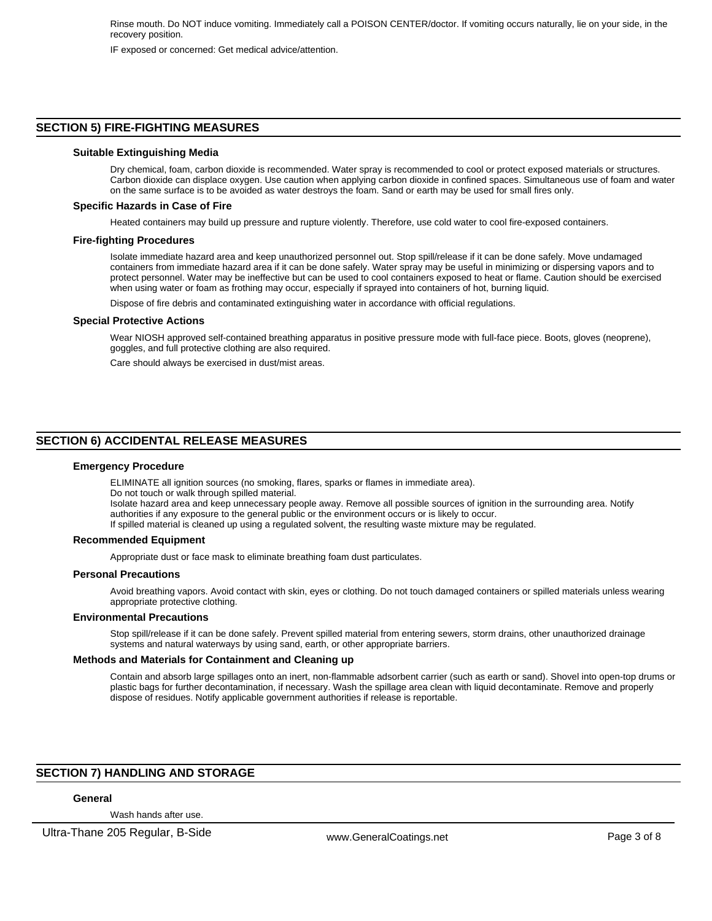Rinse mouth. Do NOT induce vomiting. Immediately call a POISON CENTER/doctor. If vomiting occurs naturally, lie on your side, in the recovery position.

IF exposed or concerned: Get medical advice/attention.

## SECTION 5) FIRE-FIGHTING MEASURES

### Suitable Extinguishing Media

Dry chemical, foam, carbon dioxide is recommended. Water spray is recommended to cool or protect exposed materials or structures. Carbon dioxide can displace oxygen. Use caution when applying carbon dioxide in confined spaces. Simultaneous use of foam and water on the same surface is to be avoided as water destroys the foam. Sand or earth may be used for small fires only.

### Specific Hazards in Case of Fire

Heated containers may build up pressure and rupture violently. Therefore, use cold water to cool fire-exposed containers.

### Fire-fighting Procedures

Isolate immediate hazard area and keep unauthorized personnel out. Stop spill/release if it can be done safely. Move undamaged containers from immediate hazard area if it can be done safely. Water spray may be useful in minimizing or dispersing vapors and to protect personnel. Water may be ineffective but can be used to cool containers exposed to heat or flame. Caution should be exercised when using water or foam as frothing may occur, especially if sprayed into containers of hot, burning liquid.

Dispose of fire debris and contaminated extinguishing water in accordance with official regulations.

### Special Protective Actions

Wear NIOSH approved self-contained breathing apparatus in positive pressure mode with full-face piece. Boots, gloves (neoprene), goggles, and full protective clothing are also required.

Care should always be exercised in dust/mist areas.

## SECTION 6) ACCIDENTAL RELEASE MEASURES

### Emergency Procedure

ELIMINATE all ignition sources (no smoking, flares, sparks or flames in immediate area).
Do not touch or walk through spilled material.
Isolate hazard area and keep unnecessary people away. Remove all possible sources of ignition in the surrounding area. Notify authorities if any exposure to the general public or the environment occurs or is likely to occur.
If spilled material is cleaned up using a regulated solvent, the resulting waste mixture may be regulated.

### Recommended Equipment

Appropriate dust or face mask to eliminate breathing foam dust particulates.

### Personal Precautions

Avoid breathing vapors. Avoid contact with skin, eyes or clothing. Do not touch damaged containers or spilled materials unless wearing appropriate protective clothing.

### Environmental Precautions

Stop spill/release if it can be done safely. Prevent spilled material from entering sewers, storm drains, other unauthorized drainage systems and natural waterways by using sand, earth, or other appropriate barriers.

### Methods and Materials for Containment and Cleaning up

Contain and absorb large spillages onto an inert, non-flammable adsorbent carrier (such as earth or sand). Shovel into open-top drums or plastic bags for further decontamination, if necessary. Wash the spillage area clean with liquid decontaminate. Remove and properly dispose of residues. Notify applicable government authorities if release is reportable.

## SECTION 7) HANDLING AND STORAGE

### General

Wash hands after use.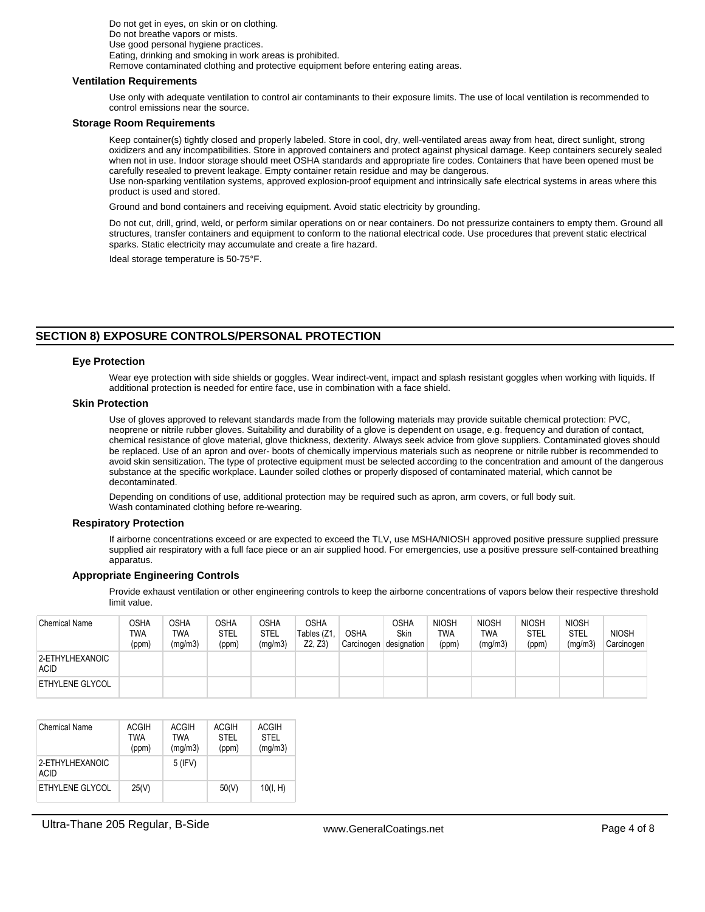Do not get in eyes, on skin or on clothing.
Do not breathe vapors or mists.
Use good personal hygiene practices.
Eating, drinking and smoking in work areas is prohibited.
Remove contaminated clothing and protective equipment before entering eating areas.

### Ventilation Requirements

Use only with adequate ventilation to control air contaminants to their exposure limits. The use of local ventilation is recommended to control emissions near the source.

### Storage Room Requirements

Keep container(s) tightly closed and properly labeled. Store in cool, dry, well-ventilated areas away from heat, direct sunlight, strong oxidizers and any incompatibilities. Store in approved containers and protect against physical damage. Keep containers securely sealed when not in use. Indoor storage should meet OSHA standards and appropriate fire codes. Containers that have been opened must be carefully resealed to prevent leakage. Empty container retain residue and may be dangerous.
Use non-sparking ventilation systems, approved explosion-proof equipment and intrinsically safe electrical systems in areas where this product is used and stored.

Ground and bond containers and receiving equipment. Avoid static electricity by grounding.

Do not cut, drill, grind, weld, or perform similar operations on or near containers. Do not pressurize containers to empty them. Ground all structures, transfer containers and equipment to conform to the national electrical code. Use procedures that prevent static electrical sparks. Static electricity may accumulate and create a fire hazard.

Ideal storage temperature is 50-75°F.

## SECTION 8) EXPOSURE CONTROLS/PERSONAL PROTECTION

### Eye Protection

Wear eye protection with side shields or goggles. Wear indirect-vent, impact and splash resistant goggles when working with liquids. If additional protection is needed for entire face, use in combination with a face shield.

### Skin Protection

Use of gloves approved to relevant standards made from the following materials may provide suitable chemical protection: PVC, neoprene or nitrile rubber gloves. Suitability and durability of a glove is dependent on usage, e.g. frequency and duration of contact, chemical resistance of glove material, glove thickness, dexterity. Always seek advice from glove suppliers. Contaminated gloves should be replaced. Use of an apron and over- boots of chemically impervious materials such as neoprene or nitrile rubber is recommended to avoid skin sensitization. The type of protective equipment must be selected according to the concentration and amount of the dangerous substance at the specific workplace. Launder soiled clothes or properly disposed of contaminated material, which cannot be decontaminated.

Depending on conditions of use, additional protection may be required such as apron, arm covers, or full body suit.
Wash contaminated clothing before re-wearing.

### Respiratory Protection

If airborne concentrations exceed or are expected to exceed the TLV, use MSHA/NIOSH approved positive pressure supplied pressure supplied air respiratory with a full face piece or an air supplied hood. For emergencies, use a positive pressure self-contained breathing apparatus.

### Appropriate Engineering Controls

Provide exhaust ventilation or other engineering controls to keep the airborne concentrations of vapors below their respective threshold limit value.

| Chemical Name | OSHA TWA (ppm) | OSHA TWA (mg/m3) | OSHA STEL (ppm) | OSHA STEL (mg/m3) | OSHA Tables (Z1, Z2, Z3) | OSHA Carcinogen | OSHA Skin designation | NIOSH TWA (ppm) | NIOSH TWA (mg/m3) | NIOSH STEL (ppm) | NIOSH STEL (mg/m3) | NIOSH Carcinogen |
|---|---|---|---|---|---|---|---|---|---|---|---|---|
| 2-ETHYLHEXANOIC ACID | | | | | | | | | | | | |
| ETHYLENE GLYCOL | | | | | | | | | | | | |

| Chemical Name | ACGIH TWA (ppm) | ACGIH TWA (mg/m3) | ACGIH STEL (ppm) | ACGIH STEL (mg/m3) |
|---|---|---|---|---|
| 2-ETHYLHEXANOIC ACID | | 5 (IFV) | | |
| ETHYLENE GLYCOL | 25(V) | | 50(V) | 10(I, H) |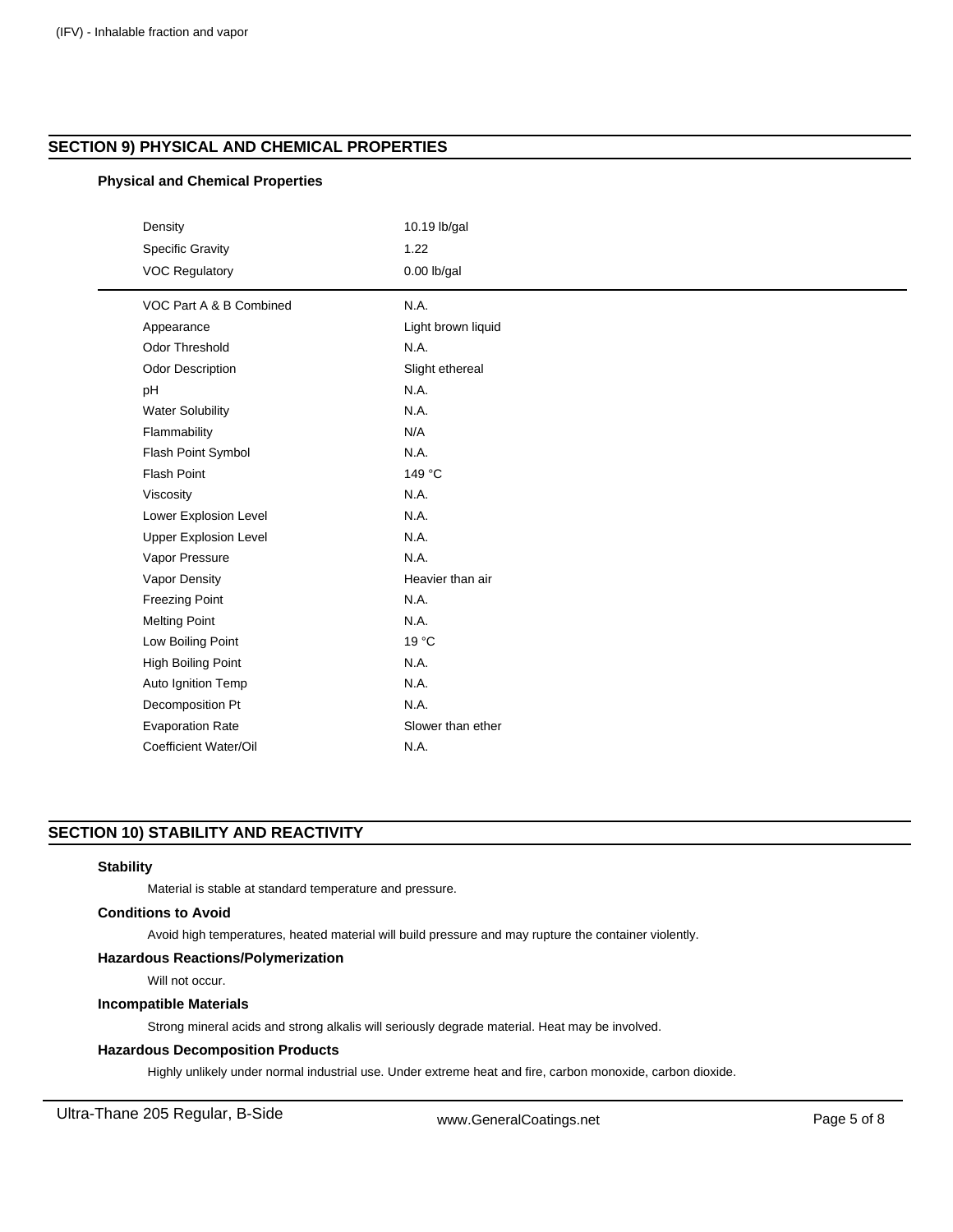(IFV) - Inhalable fraction and vapor

## SECTION 9) PHYSICAL AND CHEMICAL PROPERTIES

### Physical and Chemical Properties

| Property | Value |
|---|---|
| Density | 10.19 lb/gal |
| Specific Gravity | 1.22 |
| VOC Regulatory | 0.00 lb/gal |
| VOC Part A & B Combined | N.A. |
| Appearance | Light brown liquid |
| Odor Threshold | N.A. |
| Odor Description | Slight ethereal |
| pH | N.A. |
| Water Solubility | N.A. |
| Flammability | N/A |
| Flash Point Symbol | N.A. |
| Flash Point | 149 °C |
| Viscosity | N.A. |
| Lower Explosion Level | N.A. |
| Upper Explosion Level | N.A. |
| Vapor Pressure | N.A. |
| Vapor Density | Heavier than air |
| Freezing Point | N.A. |
| Melting Point | N.A. |
| Low Boiling Point | 19 °C |
| High Boiling Point | N.A. |
| Auto Ignition Temp | N.A. |
| Decomposition Pt | N.A. |
| Evaporation Rate | Slower than ether |
| Coefficient Water/Oil | N.A. |

## SECTION 10) STABILITY AND REACTIVITY

### Stability

Material is stable at standard temperature and pressure.

### Conditions to Avoid

Avoid high temperatures, heated material will build pressure and may rupture the container violently.

### Hazardous Reactions/Polymerization

Will not occur.

### Incompatible Materials

Strong mineral acids and strong alkalis will seriously degrade material. Heat may be involved.

### Hazardous Decomposition Products

Highly unlikely under normal industrial use. Under extreme heat and fire, carbon monoxide, carbon dioxide.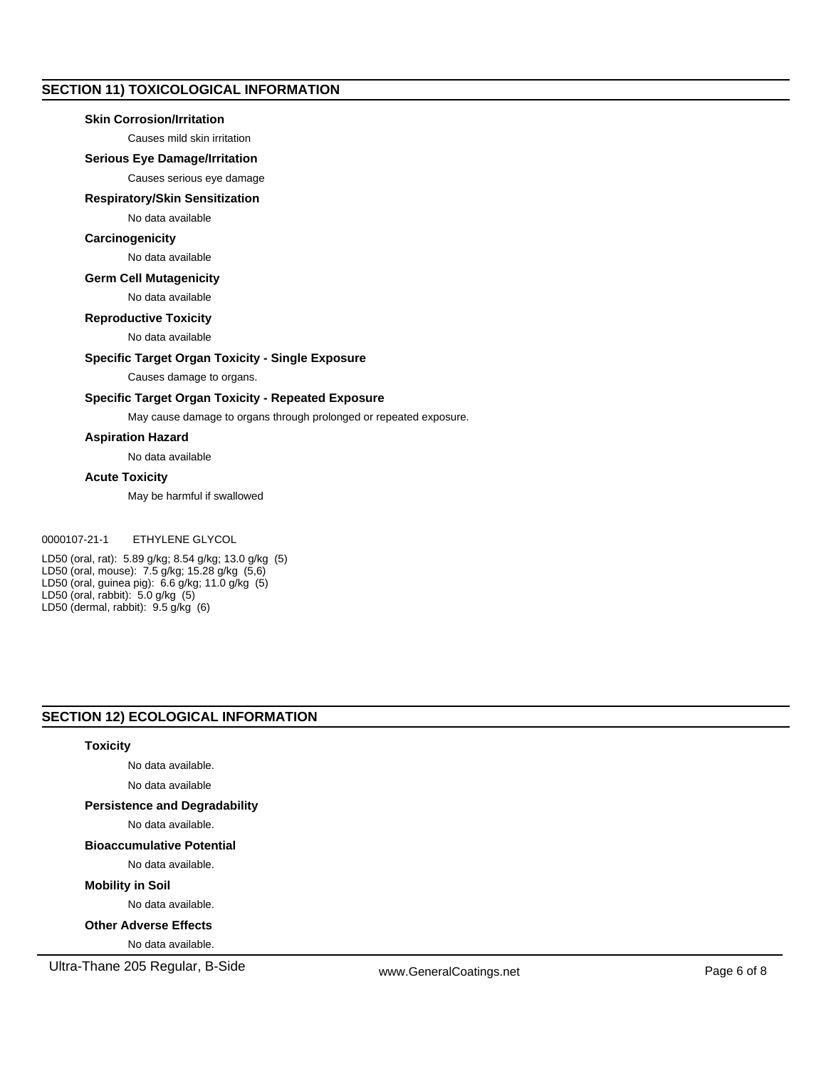## SECTION 11) TOXICOLOGICAL INFORMATION

### Skin Corrosion/Irritation

Causes mild skin irritation

### Serious Eye Damage/Irritation

Causes serious eye damage

### Respiratory/Skin Sensitization

No data available

### Carcinogenicity

No data available

### Germ Cell Mutagenicity

No data available

### Reproductive Toxicity

No data available

### Specific Target Organ Toxicity - Single Exposure

Causes damage to organs.

### Specific Target Organ Toxicity - Repeated Exposure

May cause damage to organs through prolonged or repeated exposure.

### Aspiration Hazard

No data available

### Acute Toxicity

May be harmful if swallowed

0000107-21-1 ETHYLENE GLYCOL

LD50 (oral, rat): 5.89 g/kg; 8.54 g/kg; 13.0 g/kg (5)
LD50 (oral, mouse): 7.5 g/kg; 15.28 g/kg (5,6)
LD50 (oral, guinea pig): 6.6 g/kg; 11.0 g/kg (5)
LD50 (oral, rabbit): 5.0 g/kg (5)
LD50 (dermal, rabbit): 9.5 g/kg (6)

## SECTION 12) ECOLOGICAL INFORMATION

### Toxicity

No data available.

No data available

### Persistence and Degradability

No data available.

### Bioaccumulative Potential

No data available.

### Mobility in Soil

No data available.

### Other Adverse Effects

No data available.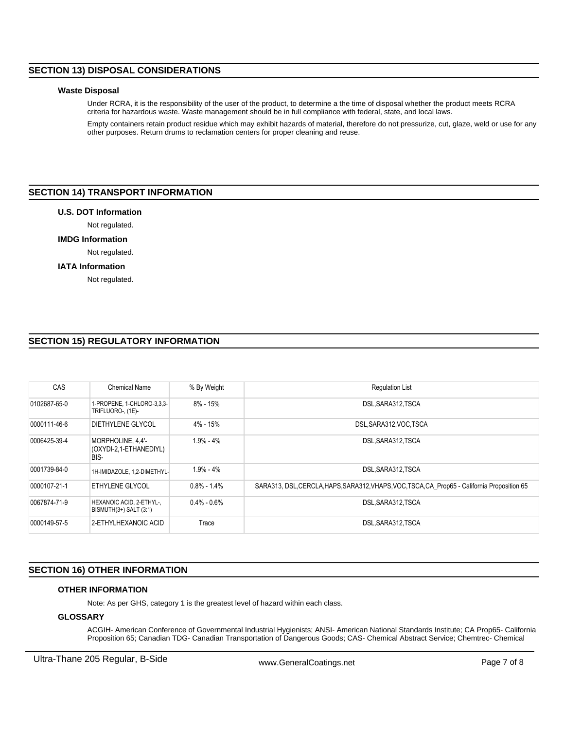## SECTION 13) DISPOSAL CONSIDERATIONS

### Waste Disposal

Under RCRA, it is the responsibility of the user of the product, to determine a the time of disposal whether the product meets RCRA criteria for hazardous waste. Waste management should be in full compliance with federal, state, and local laws.

Empty containers retain product residue which may exhibit hazards of material, therefore do not pressurize, cut, glaze, weld or use for any other purposes. Return drums to reclamation centers for proper cleaning and reuse.

## SECTION 14) TRANSPORT INFORMATION

### U.S. DOT Information

Not regulated.

### IMDG Information

Not regulated.

### IATA Information

Not regulated.

## SECTION 15) REGULATORY INFORMATION

| CAS | Chemical Name | % By Weight | Regulation List |
|---|---|---|---|
| 0102687-65-0 | 1-PROPENE, 1-CHLORO-3,3,3-TRIFLUORO-, (1E)- | 8% - 15% | DSL,SARA312,TSCA |
| 0000111-46-6 | DIETHYLENE GLYCOL | 4% - 15% | DSL,SARA312,VOC,TSCA |
| 0006425-39-4 | MORPHOLINE, 4,4'-(OXYDI-2,1-ETHANEDIYL) BIS- | 1.9% - 4% | DSL,SARA312,TSCA |
| 0001739-84-0 | 1H-IMIDAZOLE, 1,2-DIMETHYL- | 1.9% - 4% | DSL,SARA312,TSCA |
| 0000107-21-1 | ETHYLENE GLYCOL | 0.8% - 1.4% | SARA313, DSL,CERCLA,HAPS,SARA312,VHAPS,VOC,TSCA,CA_Prop65 - California Proposition 65 |
| 0067874-71-9 | HEXANOIC ACID, 2-ETHYL-, BISMUTH(3+) SALT (3:1) | 0.4% - 0.6% | DSL,SARA312,TSCA |
| 0000149-57-5 | 2-ETHYLHEXANOIC ACID | Trace | DSL,SARA312,TSCA |

## SECTION 16) OTHER INFORMATION

### OTHER INFORMATION

Note: As per GHS, category 1 is the greatest level of hazard within each class.

### GLOSSARY

ACGIH- American Conference of Governmental Industrial Hygienists; ANSI- American National Standards Institute; CA Prop65- California Proposition 65; Canadian TDG- Canadian Transportation of Dangerous Goods; CAS- Chemical Abstract Service; Chemtrec- Chemical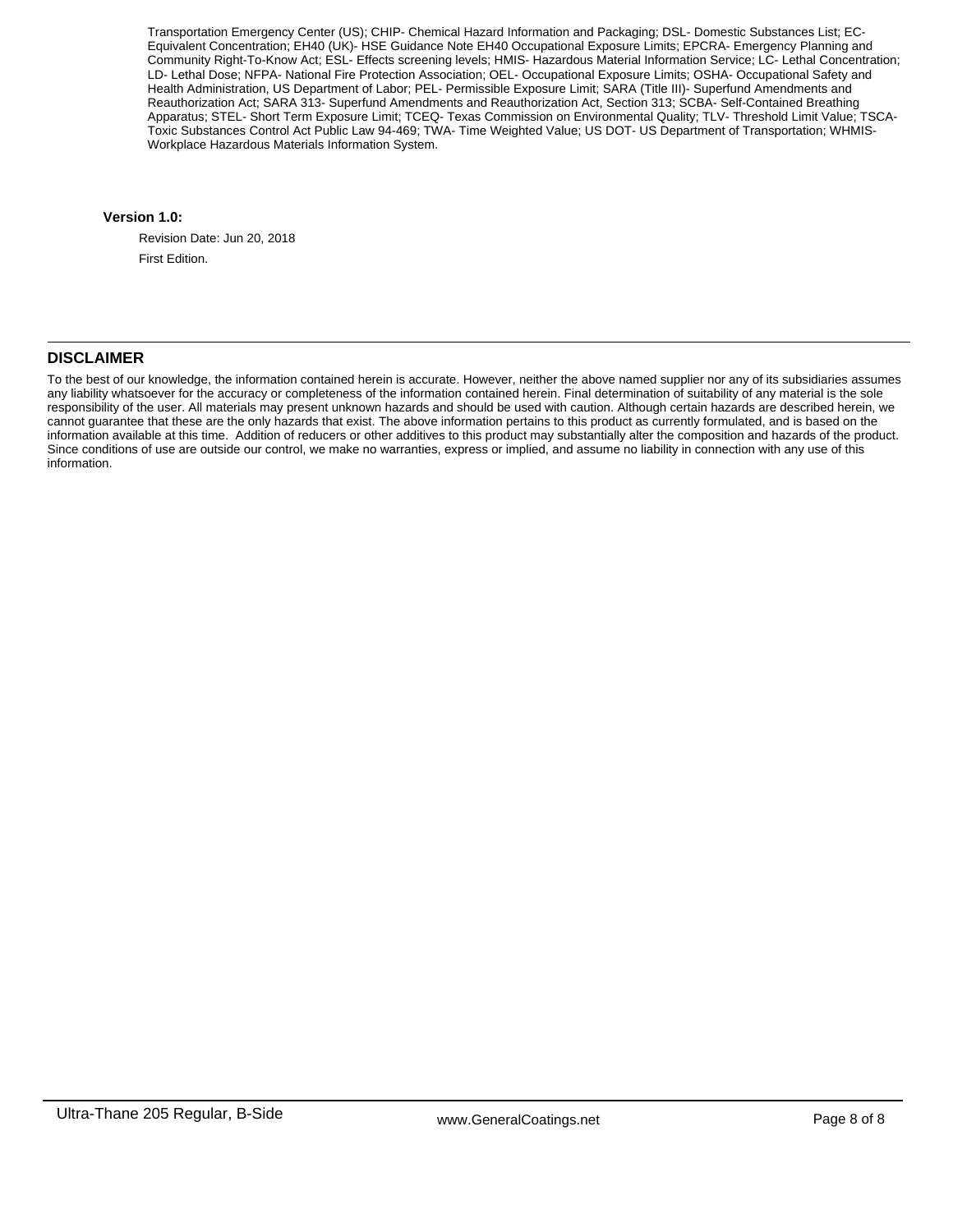Transportation Emergency Center (US); CHIP- Chemical Hazard Information and Packaging; DSL- Domestic Substances List; EC- Equivalent Concentration; EH40 (UK)- HSE Guidance Note EH40 Occupational Exposure Limits; EPCRA- Emergency Planning and Community Right-To-Know Act; ESL- Effects screening levels; HMIS- Hazardous Material Information Service; LC- Lethal Concentration; LD- Lethal Dose; NFPA- National Fire Protection Association; OEL- Occupational Exposure Limits; OSHA- Occupational Safety and Health Administration, US Department of Labor; PEL- Permissible Exposure Limit; SARA (Title III)- Superfund Amendments and Reauthorization Act; SARA 313- Superfund Amendments and Reauthorization Act, Section 313; SCBA- Self-Contained Breathing Apparatus; STEL- Short Term Exposure Limit; TCEQ- Texas Commission on Environmental Quality; TLV- Threshold Limit Value; TSCA- Toxic Substances Control Act Public Law 94-469; TWA- Time Weighted Value; US DOT- US Department of Transportation; WHMIS- Workplace Hazardous Materials Information System.

**Version 1.0:**

Revision Date: Jun 20, 2018

First Edition.

## DISCLAIMER

To the best of our knowledge, the information contained herein is accurate. However, neither the above named supplier nor any of its subsidiaries assumes any liability whatsoever for the accuracy or completeness of the information contained herein. Final determination of suitability of any material is the sole responsibility of the user. All materials may present unknown hazards and should be used with caution. Although certain hazards are described herein, we cannot guarantee that these are the only hazards that exist. The above information pertains to this product as currently formulated, and is based on the information available at this time. Addition of reducers or other additives to this product may substantially alter the composition and hazards of the product. Since conditions of use are outside our control, we make no warranties, express or implied, and assume no liability in connection with any use of this information.